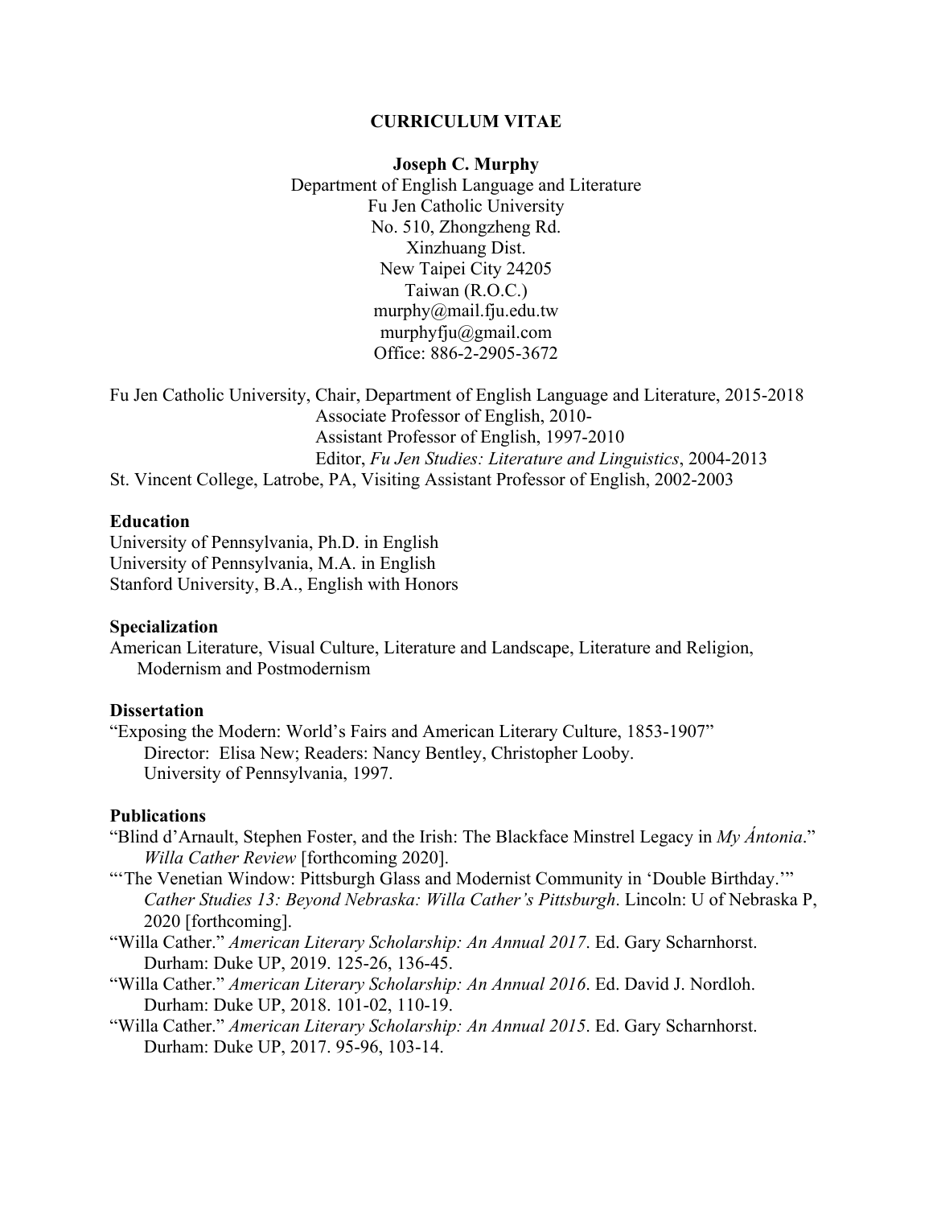# CURRICULUM VITAE

**Joseph C. Murphy**
Department of English Language and Literature
Fu Jen Catholic University
No. 510, Zhongzheng Rd.
Xinzhuang Dist.
New Taipei City 24205
Taiwan (R.O.C.)
murphy@mail.fju.edu.tw
murphyfju@gmail.com
Office: 886-2-2905-3672

Fu Jen Catholic University, Chair, Department of English Language and Literature, 2015-2018
Associate Professor of English, 2010-
Assistant Professor of English, 1997-2010
Editor, *Fu Jen Studies: Literature and Linguistics*, 2004-2013
St. Vincent College, Latrobe, PA, Visiting Assistant Professor of English, 2002-2003

## Education

University of Pennsylvania, Ph.D. in English
University of Pennsylvania, M.A. in English
Stanford University, B.A., English with Honors

## Specialization

American Literature, Visual Culture, Literature and Landscape, Literature and Religion, Modernism and Postmodernism

## Dissertation

"Exposing the Modern: World's Fairs and American Literary Culture, 1853-1907"
Director: Elisa New; Readers: Nancy Bentley, Christopher Looby.
University of Pennsylvania, 1997.

## Publications

"Blind d'Arnault, Stephen Foster, and the Irish: The Blackface Minstrel Legacy in *My Ántonia*." *Willa Cather Review* [forthcoming 2020].

"'The Venetian Window: Pittsburgh Glass and Modernist Community in 'Double Birthday.'" *Cather Studies 13: Beyond Nebraska: Willa Cather's Pittsburgh*. Lincoln: U of Nebraska P, 2020 [forthcoming].

"Willa Cather." *American Literary Scholarship: An Annual 2017*. Ed. Gary Scharnhorst. Durham: Duke UP, 2019. 125-26, 136-45.

"Willa Cather." *American Literary Scholarship: An Annual 2016*. Ed. David J. Nordloh. Durham: Duke UP, 2018. 101-02, 110-19.

"Willa Cather." *American Literary Scholarship: An Annual 2015*. Ed. Gary Scharnhorst. Durham: Duke UP, 2017. 95-96, 103-14.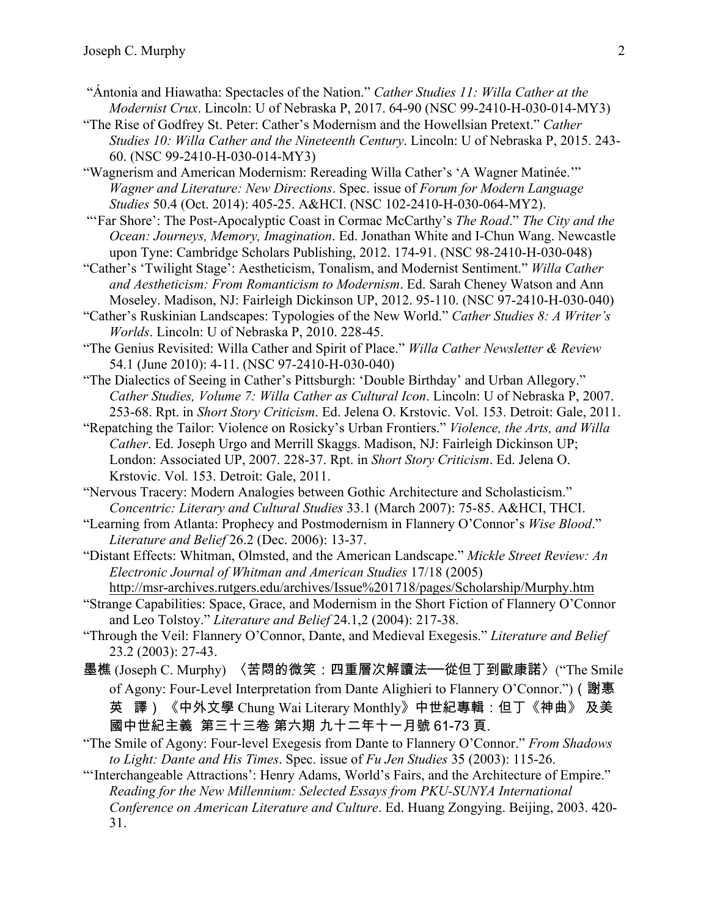"Ántonia and Hiawatha: Spectacles of the Nation." *Cather Studies 11: Willa Cather at the Modernist Crux*. Lincoln: U of Nebraska P, 2017. 64-90 (NSC 99-2410-H-030-014-MY3)

"The Rise of Godfrey St. Peter: Cather's Modernism and the Howellsian Pretext." *Cather Studies 10: Willa Cather and the Nineteenth Century*. Lincoln: U of Nebraska P, 2015. 243-60. (NSC 99-2410-H-030-014-MY3)

"Wagnerism and American Modernism: Rereading Willa Cather's 'A Wagner Matinée.'" *Wagner and Literature: New Directions*. Spec. issue of *Forum for Modern Language Studies* 50.4 (Oct. 2014): 405-25. A&HCI. (NSC 102-2410-H-030-064-MY2).

"'Far Shore': The Post-Apocalyptic Coast in Cormac McCarthy's *The Road*." *The City and the Ocean: Journeys, Memory, Imagination*. Ed. Jonathan White and I-Chun Wang. Newcastle upon Tyne: Cambridge Scholars Publishing, 2012. 174-91. (NSC 98-2410-H-030-048)

"Cather's 'Twilight Stage': Aestheticism, Tonalism, and Modernist Sentiment." *Willa Cather and Aestheticism: From Romanticism to Modernism*. Ed. Sarah Cheney Watson and Ann Moseley. Madison, NJ: Fairleigh Dickinson UP, 2012. 95-110. (NSC 97-2410-H-030-040)

"Cather's Ruskinian Landscapes: Typologies of the New World." *Cather Studies 8: A Writer's Worlds*. Lincoln: U of Nebraska P, 2010. 228-45.

"The Genius Revisited: Willa Cather and Spirit of Place." *Willa Cather Newsletter & Review* 54.1 (June 2010): 4-11. (NSC 97-2410-H-030-040)

"The Dialectics of Seeing in Cather's Pittsburgh: 'Double Birthday' and Urban Allegory." *Cather Studies, Volume 7: Willa Cather as Cultural Icon*. Lincoln: U of Nebraska P, 2007. 253-68. Rpt. in *Short Story Criticism*. Ed. Jelena O. Krstovic. Vol. 153. Detroit: Gale, 2011.

"Repatching the Tailor: Violence on Rosicky's Urban Frontiers." *Violence, the Arts, and Willa Cather*. Ed. Joseph Urgo and Merrill Skaggs. Madison, NJ: Fairleigh Dickinson UP; London: Associated UP, 2007. 228-37. Rpt. in *Short Story Criticism*. Ed. Jelena O. Krstovic. Vol. 153. Detroit: Gale, 2011.

"Nervous Tracery: Modern Analogies between Gothic Architecture and Scholasticism." *Concentric: Literary and Cultural Studies* 33.1 (March 2007): 75-85. A&HCI, THCI.

"Learning from Atlanta: Prophecy and Postmodernism in Flannery O'Connor's *Wise Blood*." *Literature and Belief* 26.2 (Dec. 2006): 13-37.

"Distant Effects: Whitman, Olmsted, and the American Landscape." *Mickle Street Review: An Electronic Journal of Whitman and American Studies* 17/18 (2005) http://msr-archives.rutgers.edu/archives/Issue%201718/pages/Scholarship/Murphy.htm

"Strange Capabilities: Space, Grace, and Modernism in the Short Fiction of Flannery O'Connor and Leo Tolstoy." *Literature and Belief* 24.1,2 (2004): 217-38.

"Through the Veil: Flannery O'Connor, Dante, and Medieval Exegesis." *Literature and Belief* 23.2 (2003): 27-43.

墨樵 (Joseph C. Murphy) 〈苦悶的微笑：四重層次解讀法—從但丁到歐康諾〉("The Smile of Agony: Four-Level Interpretation from Dante Alighieri to Flannery O'Connor.")（謝惠英 譯）《中外文學 Chung Wai Literary Monthly》中世紀專輯：但丁《神曲》及美國中世紀主義 第三十三卷 第六期 九十二年十一月號 61-73 頁.

"The Smile of Agony: Four-level Exegesis from Dante to Flannery O'Connor." *From Shadows to Light: Dante and His Times*. Spec. issue of *Fu Jen Studies* 35 (2003): 115-26.

"'Interchangeable Attractions': Henry Adams, World's Fairs, and the Architecture of Empire." *Reading for the New Millennium: Selected Essays from PKU-SUNYA International Conference on American Literature and Culture*. Ed. Huang Zongying. Beijing, 2003. 420-31.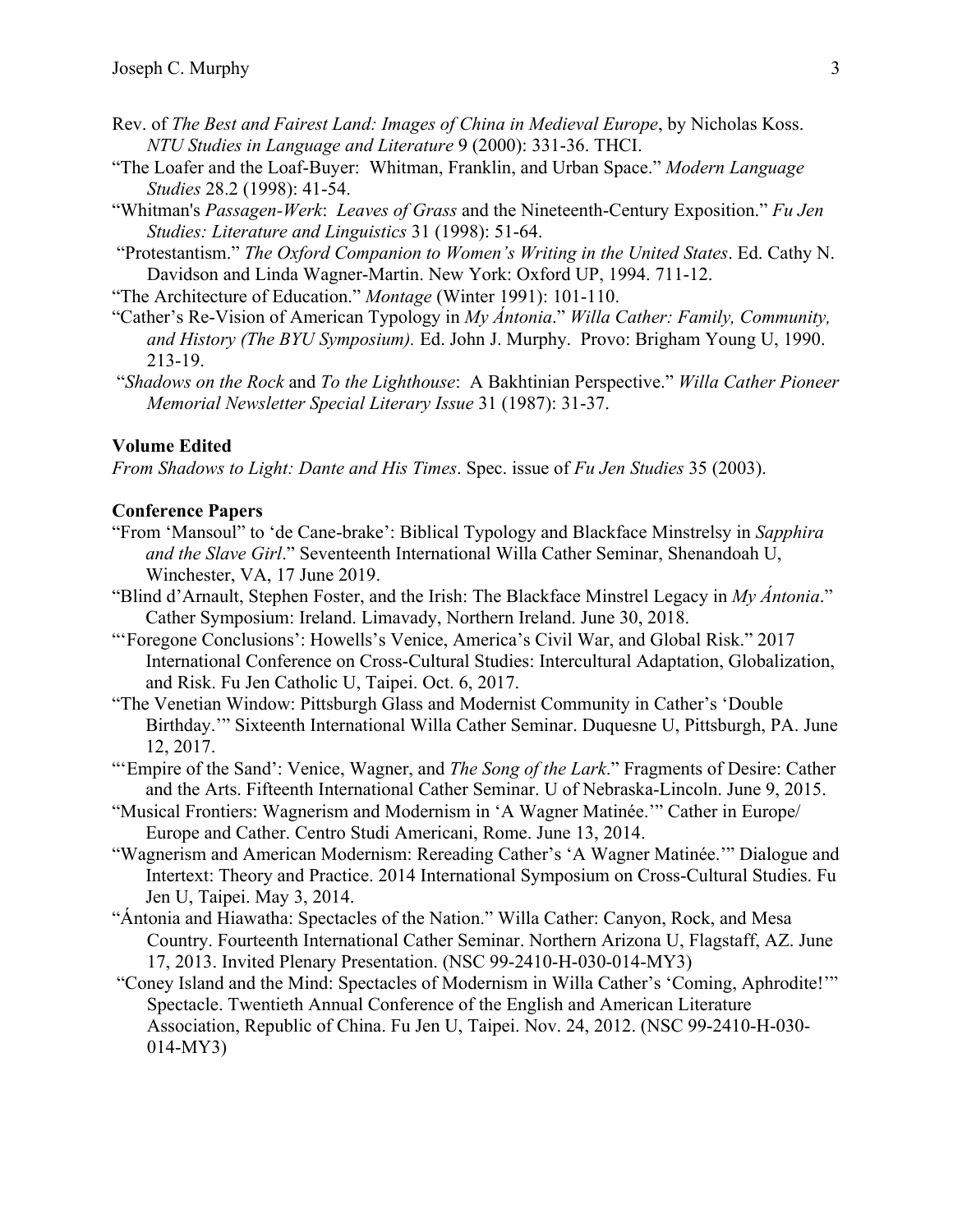Rev. of *The Best and Fairest Land: Images of China in Medieval Europe*, by Nicholas Koss. *NTU Studies in Language and Literature* 9 (2000): 331-36. THCI.

"The Loafer and the Loaf-Buyer: Whitman, Franklin, and Urban Space." *Modern Language Studies* 28.2 (1998): 41-54.

"Whitman's *Passagen-Werk*: *Leaves of Grass* and the Nineteenth-Century Exposition." *Fu Jen Studies: Literature and Linguistics* 31 (1998): 51-64.

"Protestantism." *The Oxford Companion to Women's Writing in the United States*. Ed. Cathy N. Davidson and Linda Wagner-Martin. New York: Oxford UP, 1994. 711-12.

"The Architecture of Education." *Montage* (Winter 1991): 101-110.

"Cather's Re-Vision of American Typology in *My Ántonia*." *Willa Cather: Family, Community, and History (The BYU Symposium).* Ed. John J. Murphy. Provo: Brigham Young U, 1990. 213-19.

"*Shadows on the Rock* and *To the Lighthouse*: A Bakhtinian Perspective." *Willa Cather Pioneer Memorial Newsletter Special Literary Issue* 31 (1987): 31-37.

**Volume Edited**

*From Shadows to Light: Dante and His Times*. Spec. issue of *Fu Jen Studies* 35 (2003).

**Conference Papers**

"From 'Mansoul" to 'de Cane-brake': Biblical Typology and Blackface Minstrelsy in *Sapphira and the Slave Girl*." Seventeenth International Willa Cather Seminar, Shenandoah U, Winchester, VA, 17 June 2019.

"Blind d'Arnault, Stephen Foster, and the Irish: The Blackface Minstrel Legacy in *My Ántonia*." Cather Symposium: Ireland. Limavady, Northern Ireland. June 30, 2018.

"'Foregone Conclusions': Howells's Venice, America's Civil War, and Global Risk." 2017 International Conference on Cross-Cultural Studies: Intercultural Adaptation, Globalization, and Risk. Fu Jen Catholic U, Taipei. Oct. 6, 2017.

"The Venetian Window: Pittsburgh Glass and Modernist Community in Cather's 'Double Birthday.'" Sixteenth International Willa Cather Seminar. Duquesne U, Pittsburgh, PA. June 12, 2017.

"'Empire of the Sand': Venice, Wagner, and *The Song of the Lark*." Fragments of Desire: Cather and the Arts. Fifteenth International Cather Seminar. U of Nebraska-Lincoln. June 9, 2015.

"Musical Frontiers: Wagnerism and Modernism in 'A Wagner Matinée.'" Cather in Europe/ Europe and Cather. Centro Studi Americani, Rome. June 13, 2014.

"Wagnerism and American Modernism: Rereading Cather's 'A Wagner Matinée.'" Dialogue and Intertext: Theory and Practice. 2014 International Symposium on Cross-Cultural Studies. Fu Jen U, Taipei. May 3, 2014.

"Ántonia and Hiawatha: Spectacles of the Nation." Willa Cather: Canyon, Rock, and Mesa Country. Fourteenth International Cather Seminar. Northern Arizona U, Flagstaff, AZ. June 17, 2013. Invited Plenary Presentation. (NSC 99-2410-H-030-014-MY3)

"Coney Island and the Mind: Spectacles of Modernism in Willa Cather's 'Coming, Aphrodite!'" Spectacle. Twentieth Annual Conference of the English and American Literature Association, Republic of China. Fu Jen U, Taipei. Nov. 24, 2012. (NSC 99-2410-H-030-014-MY3)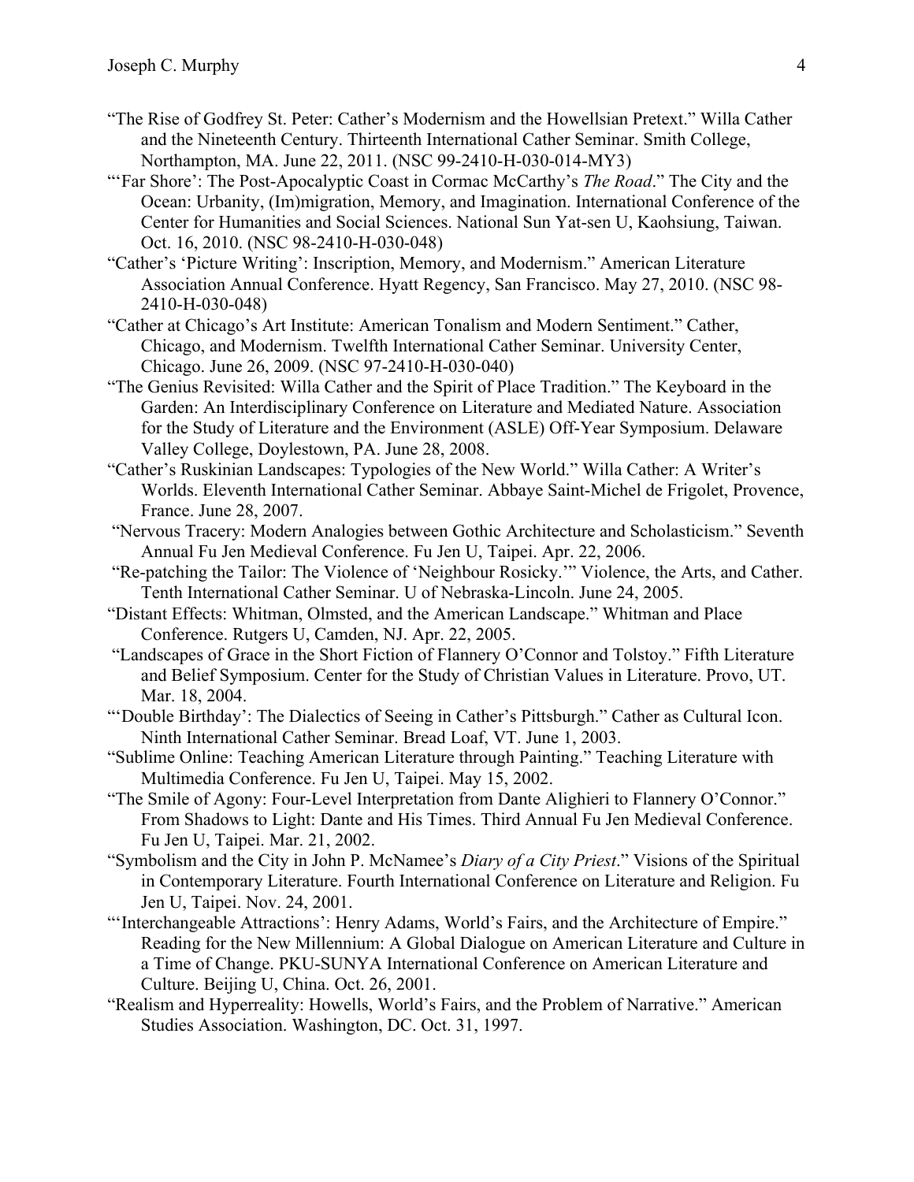"The Rise of Godfrey St. Peter: Cather's Modernism and the Howellsian Pretext." Willa Cather and the Nineteenth Century. Thirteenth International Cather Seminar. Smith College, Northampton, MA. June 22, 2011. (NSC 99-2410-H-030-014-MY3)

"'Far Shore': The Post-Apocalyptic Coast in Cormac McCarthy's *The Road*." The City and the Ocean: Urbanity, (Im)migration, Memory, and Imagination. International Conference of the Center for Humanities and Social Sciences. National Sun Yat-sen U, Kaohsiung, Taiwan. Oct. 16, 2010. (NSC 98-2410-H-030-048)

"Cather's 'Picture Writing': Inscription, Memory, and Modernism." American Literature Association Annual Conference. Hyatt Regency, San Francisco. May 27, 2010. (NSC 98-2410-H-030-048)

"Cather at Chicago's Art Institute: American Tonalism and Modern Sentiment." Cather, Chicago, and Modernism. Twelfth International Cather Seminar. University Center, Chicago. June 26, 2009. (NSC 97-2410-H-030-040)

"The Genius Revisited: Willa Cather and the Spirit of Place Tradition." The Keyboard in the Garden: An Interdisciplinary Conference on Literature and Mediated Nature. Association for the Study of Literature and the Environment (ASLE) Off-Year Symposium. Delaware Valley College, Doylestown, PA. June 28, 2008.

"Cather's Ruskinian Landscapes: Typologies of the New World." Willa Cather: A Writer's Worlds. Eleventh International Cather Seminar. Abbaye Saint-Michel de Frigolet, Provence, France. June 28, 2007.

"Nervous Tracery: Modern Analogies between Gothic Architecture and Scholasticism." Seventh Annual Fu Jen Medieval Conference. Fu Jen U, Taipei. Apr. 22, 2006.

"Re-patching the Tailor: The Violence of 'Neighbour Rosicky.'" Violence, the Arts, and Cather. Tenth International Cather Seminar. U of Nebraska-Lincoln. June 24, 2005.

"Distant Effects: Whitman, Olmsted, and the American Landscape." Whitman and Place Conference. Rutgers U, Camden, NJ. Apr. 22, 2005.

"Landscapes of Grace in the Short Fiction of Flannery O'Connor and Tolstoy." Fifth Literature and Belief Symposium. Center for the Study of Christian Values in Literature. Provo, UT. Mar. 18, 2004.

"'Double Birthday': The Dialectics of Seeing in Cather's Pittsburgh." Cather as Cultural Icon. Ninth International Cather Seminar. Bread Loaf, VT. June 1, 2003.

"Sublime Online: Teaching American Literature through Painting." Teaching Literature with Multimedia Conference. Fu Jen U, Taipei. May 15, 2002.

"The Smile of Agony: Four-Level Interpretation from Dante Alighieri to Flannery O'Connor." From Shadows to Light: Dante and His Times. Third Annual Fu Jen Medieval Conference. Fu Jen U, Taipei. Mar. 21, 2002.

"Symbolism and the City in John P. McNamee's *Diary of a City Priest*." Visions of the Spiritual in Contemporary Literature. Fourth International Conference on Literature and Religion. Fu Jen U, Taipei. Nov. 24, 2001.

"'Interchangeable Attractions': Henry Adams, World's Fairs, and the Architecture of Empire." Reading for the New Millennium: A Global Dialogue on American Literature and Culture in a Time of Change. PKU-SUNYA International Conference on American Literature and Culture. Beijing U, China. Oct. 26, 2001.

"Realism and Hyperreality: Howells, World's Fairs, and the Problem of Narrative." American Studies Association. Washington, DC. Oct. 31, 1997.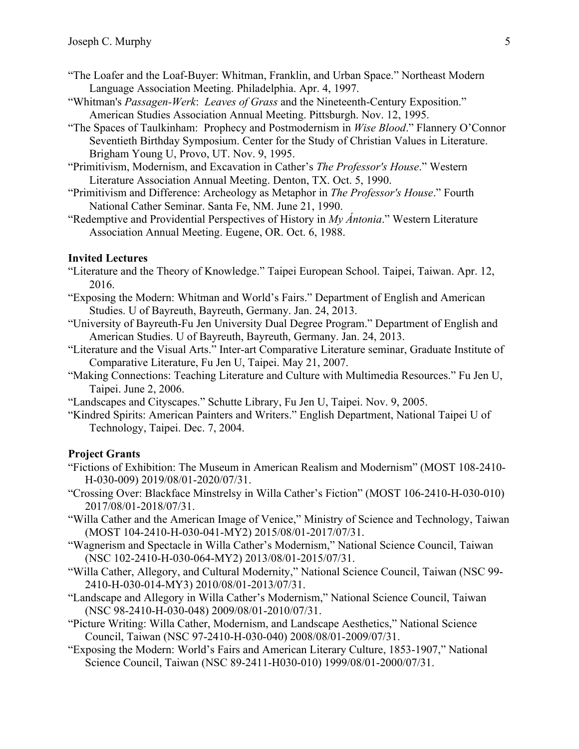"The Loafer and the Loaf-Buyer: Whitman, Franklin, and Urban Space." Northeast Modern Language Association Meeting. Philadelphia. Apr. 4, 1997.

"Whitman's *Passagen-Werk*: *Leaves of Grass* and the Nineteenth-Century Exposition." American Studies Association Annual Meeting. Pittsburgh. Nov. 12, 1995.

"The Spaces of Taulkinham: Prophecy and Postmodernism in *Wise Blood*." Flannery O'Connor Seventieth Birthday Symposium. Center for the Study of Christian Values in Literature. Brigham Young U, Provo, UT. Nov. 9, 1995.

"Primitivism, Modernism, and Excavation in Cather's *The Professor's House*." Western Literature Association Annual Meeting. Denton, TX. Oct. 5, 1990.

"Primitivism and Difference: Archeology as Metaphor in *The Professor's House*." Fourth National Cather Seminar. Santa Fe, NM. June 21, 1990.

"Redemptive and Providential Perspectives of History in *My Ántonia*." Western Literature Association Annual Meeting. Eugene, OR. Oct. 6, 1988.

**Invited Lectures**

"Literature and the Theory of Knowledge." Taipei European School. Taipei, Taiwan. Apr. 12, 2016.

"Exposing the Modern: Whitman and World's Fairs." Department of English and American Studies. U of Bayreuth, Bayreuth, Germany. Jan. 24, 2013.

"University of Bayreuth-Fu Jen University Dual Degree Program." Department of English and American Studies. U of Bayreuth, Bayreuth, Germany. Jan. 24, 2013.

"Literature and the Visual Arts." Inter-art Comparative Literature seminar, Graduate Institute of Comparative Literature, Fu Jen U, Taipei. May 21, 2007.

"Making Connections: Teaching Literature and Culture with Multimedia Resources." Fu Jen U, Taipei. June 2, 2006.

"Landscapes and Cityscapes." Schutte Library, Fu Jen U, Taipei. Nov. 9, 2005.

"Kindred Spirits: American Painters and Writers." English Department, National Taipei U of Technology, Taipei. Dec. 7, 2004.

**Project Grants**

"Fictions of Exhibition: The Museum in American Realism and Modernism" (MOST 108-2410-H-030-009) 2019/08/01-2020/07/31.

"Crossing Over: Blackface Minstrelsy in Willa Cather's Fiction" (MOST 106-2410-H-030-010) 2017/08/01-2018/07/31.

"Willa Cather and the American Image of Venice," Ministry of Science and Technology, Taiwan (MOST 104-2410-H-030-041-MY2) 2015/08/01-2017/07/31.

"Wagnerism and Spectacle in Willa Cather's Modernism," National Science Council, Taiwan (NSC 102-2410-H-030-064-MY2) 2013/08/01-2015/07/31.

"Willa Cather, Allegory, and Cultural Modernity," National Science Council, Taiwan (NSC 99-2410-H-030-014-MY3) 2010/08/01-2013/07/31.

"Landscape and Allegory in Willa Cather's Modernism," National Science Council, Taiwan (NSC 98-2410-H-030-048) 2009/08/01-2010/07/31.

"Picture Writing: Willa Cather, Modernism, and Landscape Aesthetics," National Science Council, Taiwan (NSC 97-2410-H-030-040) 2008/08/01-2009/07/31.

"Exposing the Modern: World's Fairs and American Literary Culture, 1853-1907," National Science Council, Taiwan (NSC 89-2411-H030-010) 1999/08/01-2000/07/31.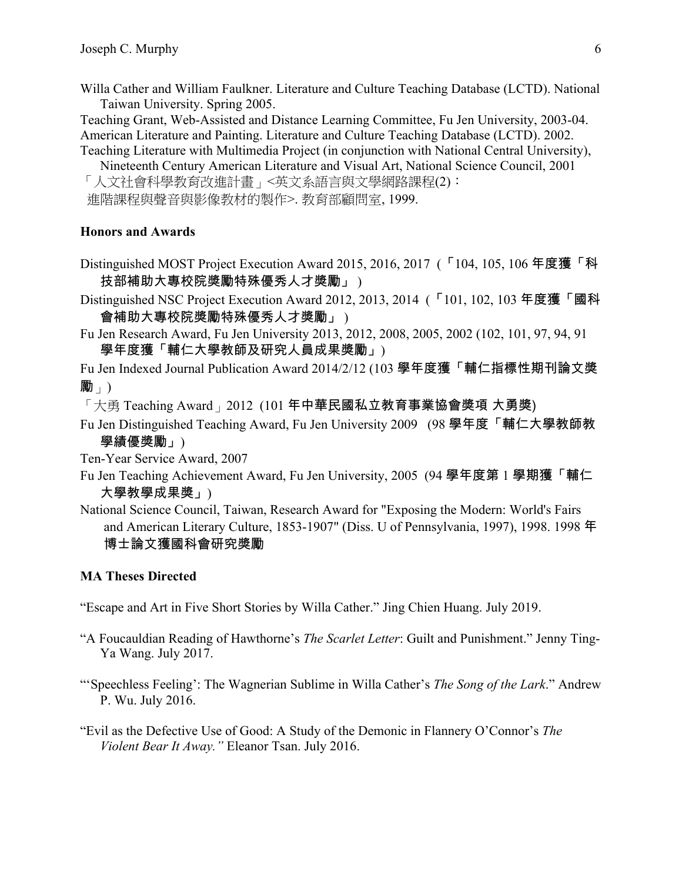Willa Cather and William Faulkner. Literature and Culture Teaching Database (LCTD). National Taiwan University. Spring 2005.

Teaching Grant, Web-Assisted and Distance Learning Committee, Fu Jen University, 2003-04.

American Literature and Painting. Literature and Culture Teaching Database (LCTD). 2002.

Teaching Literature with Multimedia Project (in conjunction with National Central University), Nineteenth Century American Literature and Visual Art, National Science Council, 2001

「人文社會科學教育改進計畫」<英文系語言與文學網路課程(2)：進階課程與聲音與影像教材的製作>. 教育部顧問室, 1999.

### Honors and Awards

Distinguished MOST Project Execution Award 2015, 2016, 2017（「104, 105, 106 年度獲「科技部補助大專校院獎勵特殊優秀人才獎勵」）

Distinguished NSC Project Execution Award 2012, 2013, 2014（「101, 102, 103 年度獲「國科會補助大專校院獎勵特殊優秀人才獎勵」）

Fu Jen Research Award, Fu Jen University 2013, 2012, 2008, 2005, 2002 (102, 101, 97, 94, 91 學年度獲「輔仁大學教師及研究人員成果獎勵」)

Fu Jen Indexed Journal Publication Award 2014/2/12 (103 學年度獲「輔仁指標性期刊論文獎勵」)

「大勇 Teaching Award」2012 (101 年中華民國私立教育事業協會獎項 大勇獎)

Fu Jen Distinguished Teaching Award, Fu Jen University 2009 (98 學年度「輔仁大學教師教學績優獎勵」)

Ten-Year Service Award, 2007

Fu Jen Teaching Achievement Award, Fu Jen University, 2005 (94 學年度第 1 學期獲「輔仁大學教學成果獎」)

National Science Council, Taiwan, Research Award for "Exposing the Modern: World's Fairs and American Literary Culture, 1853-1907" (Diss. U of Pennsylvania, 1997), 1998. 1998 年博士論文獲國科會研究獎勵

### MA Theses Directed

"Escape and Art in Five Short Stories by Willa Cather." Jing Chien Huang. July 2019.

"A Foucauldian Reading of Hawthorne's *The Scarlet Letter*: Guilt and Punishment." Jenny Ting-Ya Wang. July 2017.

"'Speechless Feeling': The Wagnerian Sublime in Willa Cather's *The Song of the Lark*." Andrew P. Wu. July 2016.

"Evil as the Defective Use of Good: A Study of the Demonic in Flannery O'Connor's *The Violent Bear It Away."* Eleanor Tsan. July 2016.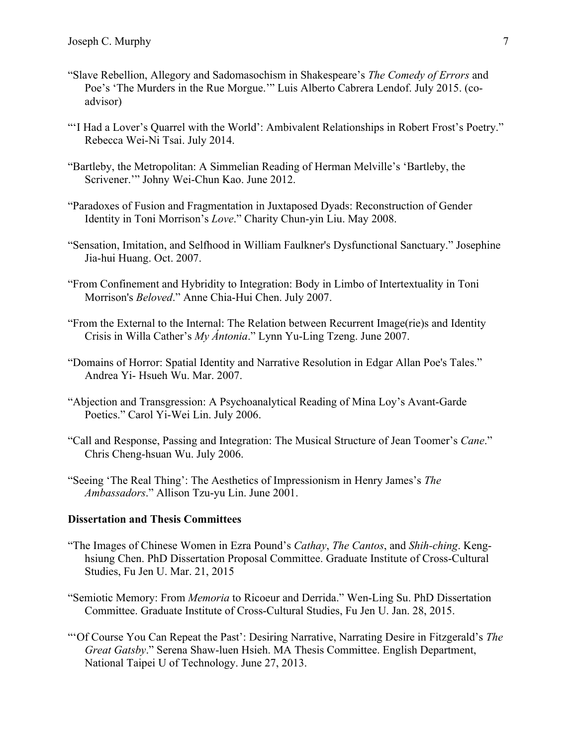"Slave Rebellion, Allegory and Sadomasochism in Shakespeare's *The Comedy of Errors* and Poe's 'The Murders in the Rue Morgue.'" Luis Alberto Cabrera Lendof. July 2015. (co-advisor)

"'I Had a Lover's Quarrel with the World': Ambivalent Relationships in Robert Frost's Poetry." Rebecca Wei-Ni Tsai. July 2014.

"Bartleby, the Metropolitan: A Simmelian Reading of Herman Melville's 'Bartleby, the Scrivener.'" Johny Wei-Chun Kao. June 2012.

"Paradoxes of Fusion and Fragmentation in Juxtaposed Dyads: Reconstruction of Gender Identity in Toni Morrison's *Love*." Charity Chun-yin Liu. May 2008.

"Sensation, Imitation, and Selfhood in William Faulkner's Dysfunctional Sanctuary." Josephine Jia-hui Huang. Oct. 2007.

"From Confinement and Hybridity to Integration: Body in Limbo of Intertextuality in Toni Morrison's *Beloved*." Anne Chia-Hui Chen. July 2007.

"From the External to the Internal: The Relation between Recurrent Image(rie)s and Identity Crisis in Willa Cather's *My Ántonia*." Lynn Yu-Ling Tzeng. June 2007.

"Domains of Horror: Spatial Identity and Narrative Resolution in Edgar Allan Poe's Tales." Andrea Yi- Hsueh Wu. Mar. 2007.

"Abjection and Transgression: A Psychoanalytical Reading of Mina Loy's Avant-Garde Poetics." Carol Yi-Wei Lin. July 2006.

"Call and Response, Passing and Integration: The Musical Structure of Jean Toomer's *Cane*." Chris Cheng-hsuan Wu. July 2006.

"Seeing 'The Real Thing': The Aesthetics of Impressionism in Henry James's *The Ambassadors*." Allison Tzu-yu Lin. June 2001.

**Dissertation and Thesis Committees**

"The Images of Chinese Women in Ezra Pound's *Cathay*, *The Cantos*, and *Shih-ching*. Keng-hsiung Chen. PhD Dissertation Proposal Committee. Graduate Institute of Cross-Cultural Studies, Fu Jen U. Mar. 21, 2015

"Semiotic Memory: From *Memoria* to Ricoeur and Derrida." Wen-Ling Su. PhD Dissertation Committee. Graduate Institute of Cross-Cultural Studies, Fu Jen U. Jan. 28, 2015.

"'Of Course You Can Repeat the Past': Desiring Narrative, Narrating Desire in Fitzgerald's *The Great Gatsby*." Serena Shaw-luen Hsieh. MA Thesis Committee. English Department, National Taipei U of Technology. June 27, 2013.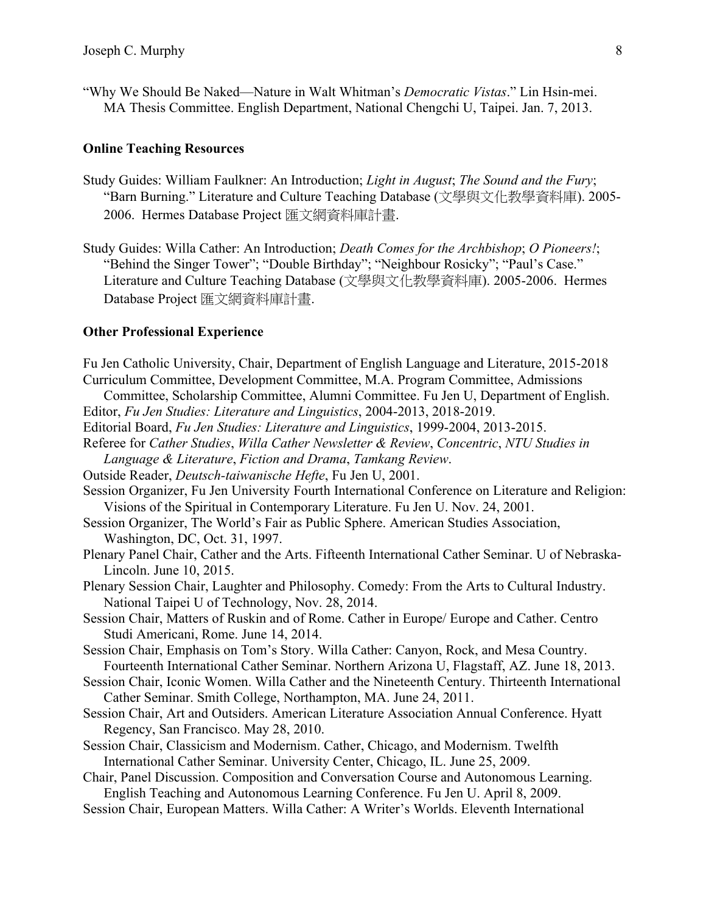"Why We Should Be Naked—Nature in Walt Whitman's *Democratic Vistas*." Lin Hsin-mei. MA Thesis Committee. English Department, National Chengchi U, Taipei. Jan. 7, 2013.

**Online Teaching Resources**

Study Guides: William Faulkner: An Introduction; *Light in August*; *The Sound and the Fury*; "Barn Burning." Literature and Culture Teaching Database (文學與文化教學資料庫). 2005-2006. Hermes Database Project 匯文網資料庫計畫.

Study Guides: Willa Cather: An Introduction; *Death Comes for the Archbishop*; *O Pioneers!*; "Behind the Singer Tower"; "Double Birthday"; "Neighbour Rosicky"; "Paul's Case." Literature and Culture Teaching Database (文學與文化教學資料庫). 2005-2006. Hermes Database Project 匯文網資料庫計畫.

**Other Professional Experience**

Fu Jen Catholic University, Chair, Department of English Language and Literature, 2015-2018

Curriculum Committee, Development Committee, M.A. Program Committee, Admissions Committee, Scholarship Committee, Alumni Committee. Fu Jen U, Department of English.

Editor, *Fu Jen Studies: Literature and Linguistics*, 2004-2013, 2018-2019.

Editorial Board, *Fu Jen Studies: Literature and Linguistics*, 1999-2004, 2013-2015.

Referee for *Cather Studies*, *Willa Cather Newsletter & Review*, *Concentric*, *NTU Studies in Language & Literature*, *Fiction and Drama*, *Tamkang Review*.

Outside Reader, *Deutsch-taiwanische Hefte*, Fu Jen U, 2001.

Session Organizer, Fu Jen University Fourth International Conference on Literature and Religion: Visions of the Spiritual in Contemporary Literature. Fu Jen U. Nov. 24, 2001.

Session Organizer, The World's Fair as Public Sphere. American Studies Association, Washington, DC, Oct. 31, 1997.

Plenary Panel Chair, Cather and the Arts. Fifteenth International Cather Seminar. U of Nebraska-Lincoln. June 10, 2015.

Plenary Session Chair, Laughter and Philosophy. Comedy: From the Arts to Cultural Industry. National Taipei U of Technology, Nov. 28, 2014.

Session Chair, Matters of Ruskin and of Rome. Cather in Europe/ Europe and Cather. Centro Studi Americani, Rome. June 14, 2014.

Session Chair, Emphasis on Tom's Story. Willa Cather: Canyon, Rock, and Mesa Country. Fourteenth International Cather Seminar. Northern Arizona U, Flagstaff, AZ. June 18, 2013.

Session Chair, Iconic Women. Willa Cather and the Nineteenth Century. Thirteenth International Cather Seminar. Smith College, Northampton, MA. June 24, 2011.

Session Chair, Art and Outsiders. American Literature Association Annual Conference. Hyatt Regency, San Francisco. May 28, 2010.

Session Chair, Classicism and Modernism. Cather, Chicago, and Modernism. Twelfth International Cather Seminar. University Center, Chicago, IL. June 25, 2009.

Chair, Panel Discussion. Composition and Conversation Course and Autonomous Learning. English Teaching and Autonomous Learning Conference. Fu Jen U. April 8, 2009.

Session Chair, European Matters. Willa Cather: A Writer's Worlds. Eleventh International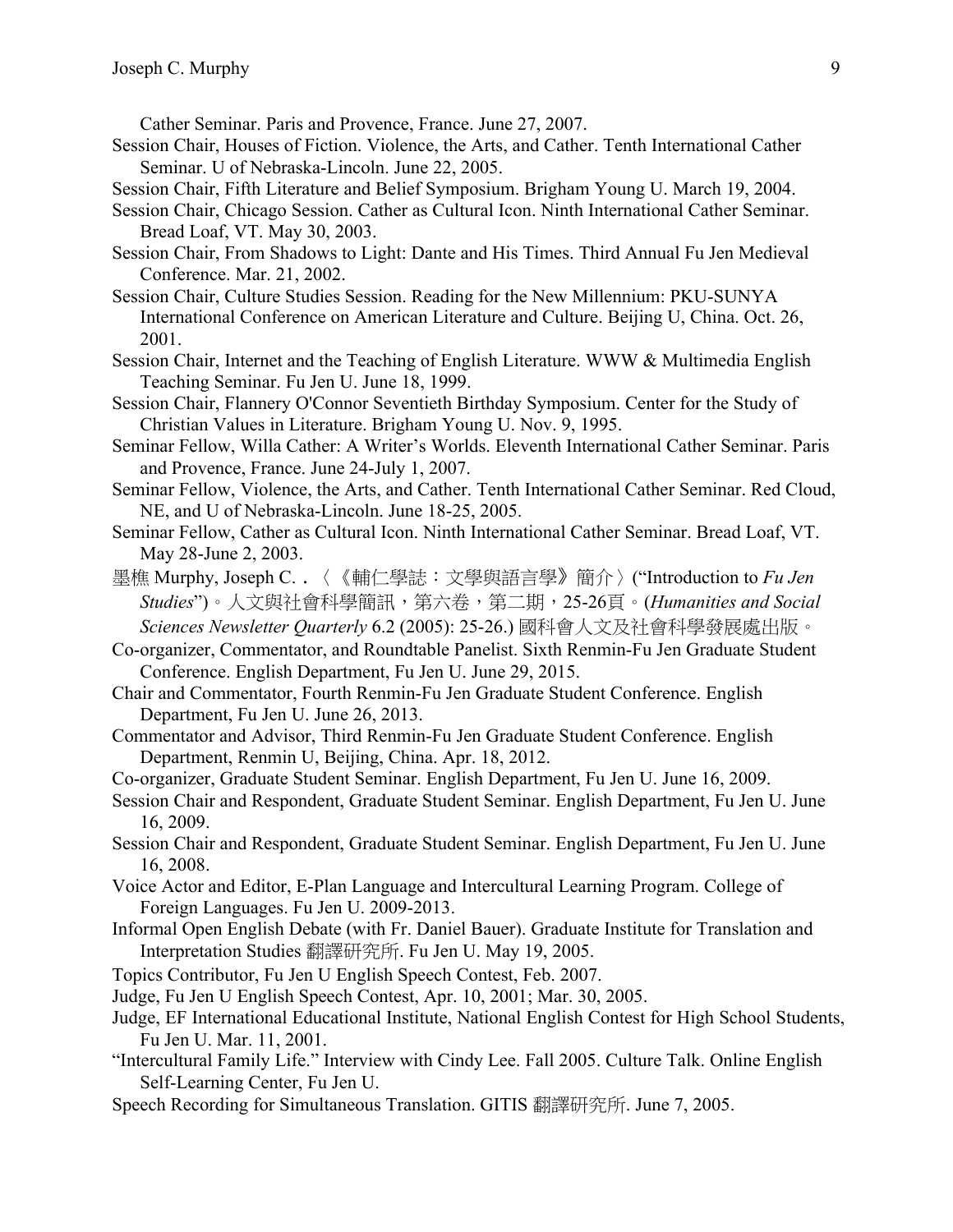Cather Seminar. Paris and Provence, France. June 27, 2007.

Session Chair, Houses of Fiction. Violence, the Arts, and Cather. Tenth International Cather Seminar. U of Nebraska-Lincoln. June 22, 2005.

Session Chair, Fifth Literature and Belief Symposium. Brigham Young U. March 19, 2004.

Session Chair, Chicago Session. Cather as Cultural Icon. Ninth International Cather Seminar. Bread Loaf, VT. May 30, 2003.

Session Chair, From Shadows to Light: Dante and His Times. Third Annual Fu Jen Medieval Conference. Mar. 21, 2002.

Session Chair, Culture Studies Session. Reading for the New Millennium: PKU-SUNYA International Conference on American Literature and Culture. Beijing U, China. Oct. 26, 2001.

Session Chair, Internet and the Teaching of English Literature. WWW & Multimedia English Teaching Seminar. Fu Jen U. June 18, 1999.

Session Chair, Flannery O'Connor Seventieth Birthday Symposium. Center for the Study of Christian Values in Literature. Brigham Young U. Nov. 9, 1995.

Seminar Fellow, Willa Cather: A Writer's Worlds. Eleventh International Cather Seminar. Paris and Provence, France. June 24-July 1, 2007.

Seminar Fellow, Violence, the Arts, and Cather. Tenth International Cather Seminar. Red Cloud, NE, and U of Nebraska-Lincoln. June 18-25, 2005.

Seminar Fellow, Cather as Cultural Icon. Ninth International Cather Seminar. Bread Loaf, VT. May 28-June 2, 2003.

墨樵 Murphy, Joseph C.．〈《輔仁學誌：文學與語言學》簡介〉("Introduction to *Fu Jen Studies*")。人文與社會科學簡訊，第六卷，第二期，25-26頁。(*Humanities and Social Sciences Newsletter Quarterly* 6.2 (2005): 25-26.) 國科會人文及社會科學發展處出版。

Co-organizer, Commentator, and Roundtable Panelist. Sixth Renmin-Fu Jen Graduate Student Conference. English Department, Fu Jen U. June 29, 2015.

Chair and Commentator, Fourth Renmin-Fu Jen Graduate Student Conference. English Department, Fu Jen U. June 26, 2013.

Commentator and Advisor, Third Renmin-Fu Jen Graduate Student Conference. English Department, Renmin U, Beijing, China. Apr. 18, 2012.

Co-organizer, Graduate Student Seminar. English Department, Fu Jen U. June 16, 2009.

Session Chair and Respondent, Graduate Student Seminar. English Department, Fu Jen U. June 16, 2009.

Session Chair and Respondent, Graduate Student Seminar. English Department, Fu Jen U. June 16, 2008.

Voice Actor and Editor, E-Plan Language and Intercultural Learning Program. College of Foreign Languages. Fu Jen U. 2009-2013.

Informal Open English Debate (with Fr. Daniel Bauer). Graduate Institute for Translation and Interpretation Studies 翻譯研究所. Fu Jen U. May 19, 2005.

Topics Contributor, Fu Jen U English Speech Contest, Feb. 2007.

Judge, Fu Jen U English Speech Contest, Apr. 10, 2001; Mar. 30, 2005.

Judge, EF International Educational Institute, National English Contest for High School Students, Fu Jen U. Mar. 11, 2001.

"Intercultural Family Life." Interview with Cindy Lee. Fall 2005. Culture Talk. Online English Self-Learning Center, Fu Jen U.

Speech Recording for Simultaneous Translation. GITIS 翻譯研究所. June 7, 2005.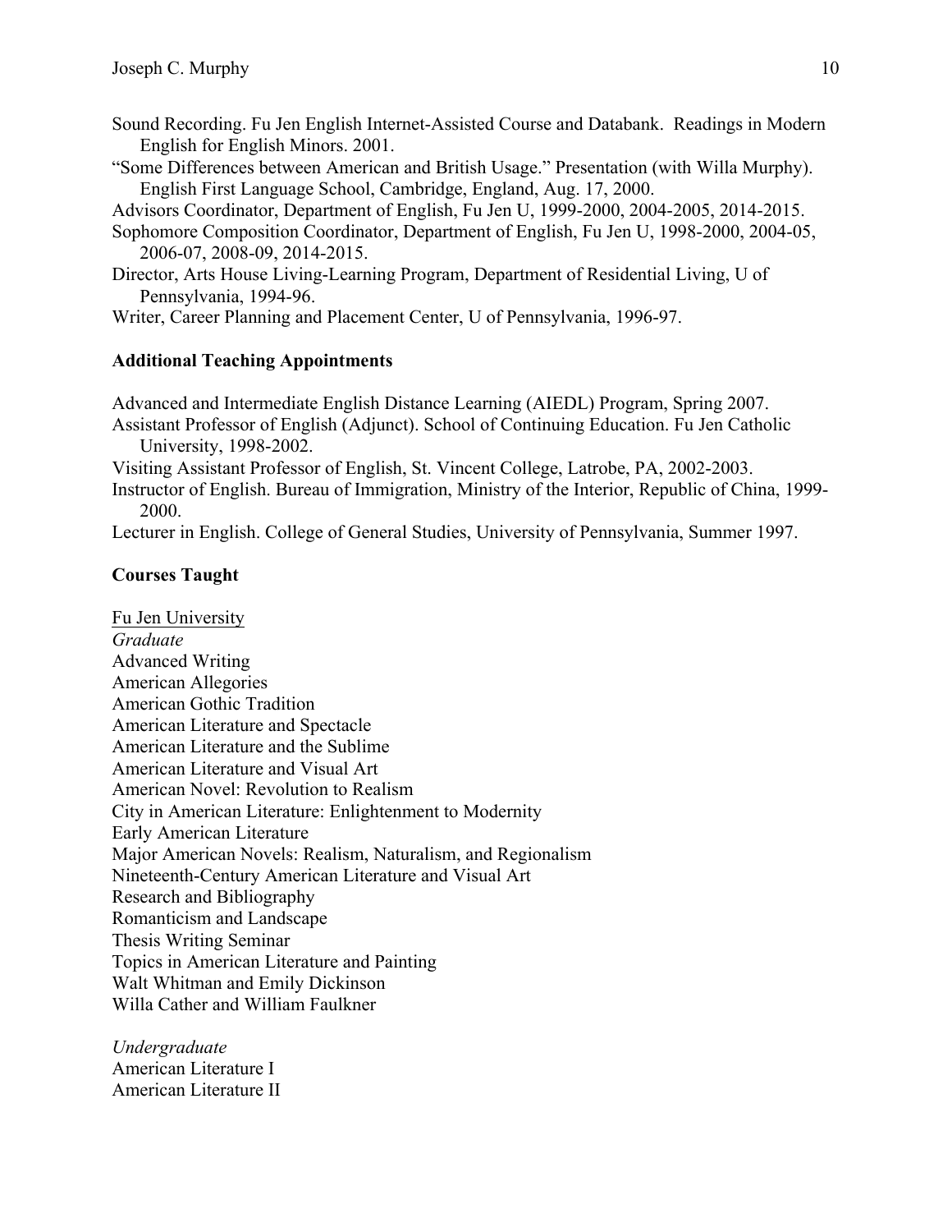Sound Recording. Fu Jen English Internet-Assisted Course and Databank. Readings in Modern English for English Minors. 2001.

"Some Differences between American and British Usage." Presentation (with Willa Murphy). English First Language School, Cambridge, England, Aug. 17, 2000.

Advisors Coordinator, Department of English, Fu Jen U, 1999-2000, 2004-2005, 2014-2015.

Sophomore Composition Coordinator, Department of English, Fu Jen U, 1998-2000, 2004-05, 2006-07, 2008-09, 2014-2015.

Director, Arts House Living-Learning Program, Department of Residential Living, U of Pennsylvania, 1994-96.

Writer, Career Planning and Placement Center, U of Pennsylvania, 1996-97.

**Additional Teaching Appointments**

Advanced and Intermediate English Distance Learning (AIEDL) Program, Spring 2007.

Assistant Professor of English (Adjunct). School of Continuing Education. Fu Jen Catholic University, 1998-2002.

Visiting Assistant Professor of English, St. Vincent College, Latrobe, PA, 2002-2003.

Instructor of English. Bureau of Immigration, Ministry of the Interior, Republic of China, 1999-2000.

Lecturer in English. College of General Studies, University of Pennsylvania, Summer 1997.

**Courses Taught**

Fu Jen University

*Graduate*

Advanced Writing
American Allegories
American Gothic Tradition
American Literature and Spectacle
American Literature and the Sublime
American Literature and Visual Art
American Novel: Revolution to Realism
City in American Literature: Enlightenment to Modernity
Early American Literature
Major American Novels: Realism, Naturalism, and Regionalism
Nineteenth-Century American Literature and Visual Art
Research and Bibliography
Romanticism and Landscape
Thesis Writing Seminar
Topics in American Literature and Painting
Walt Whitman and Emily Dickinson
Willa Cather and William Faulkner

*Undergraduate*

American Literature I
American Literature II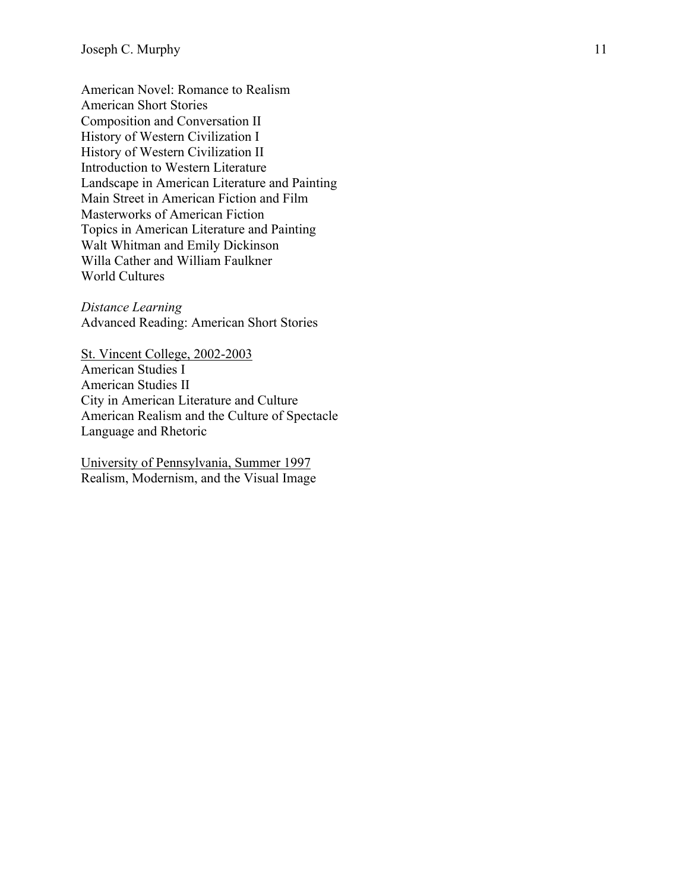American Novel: Romance to Realism
American Short Stories
Composition and Conversation II
History of Western Civilization I
History of Western Civilization II
Introduction to Western Literature
Landscape in American Literature and Painting
Main Street in American Fiction and Film
Masterworks of American Fiction
Topics in American Literature and Painting
Walt Whitman and Emily Dickinson
Willa Cather and William Faulkner
World Cultures

*Distance Learning*
Advanced Reading: American Short Stories

<u>St. Vincent College, 2002-2003</u>
American Studies I
American Studies II
City in American Literature and Culture
American Realism and the Culture of Spectacle
Language and Rhetoric

<u>University of Pennsylvania, Summer 1997</u>
Realism, Modernism, and the Visual Image